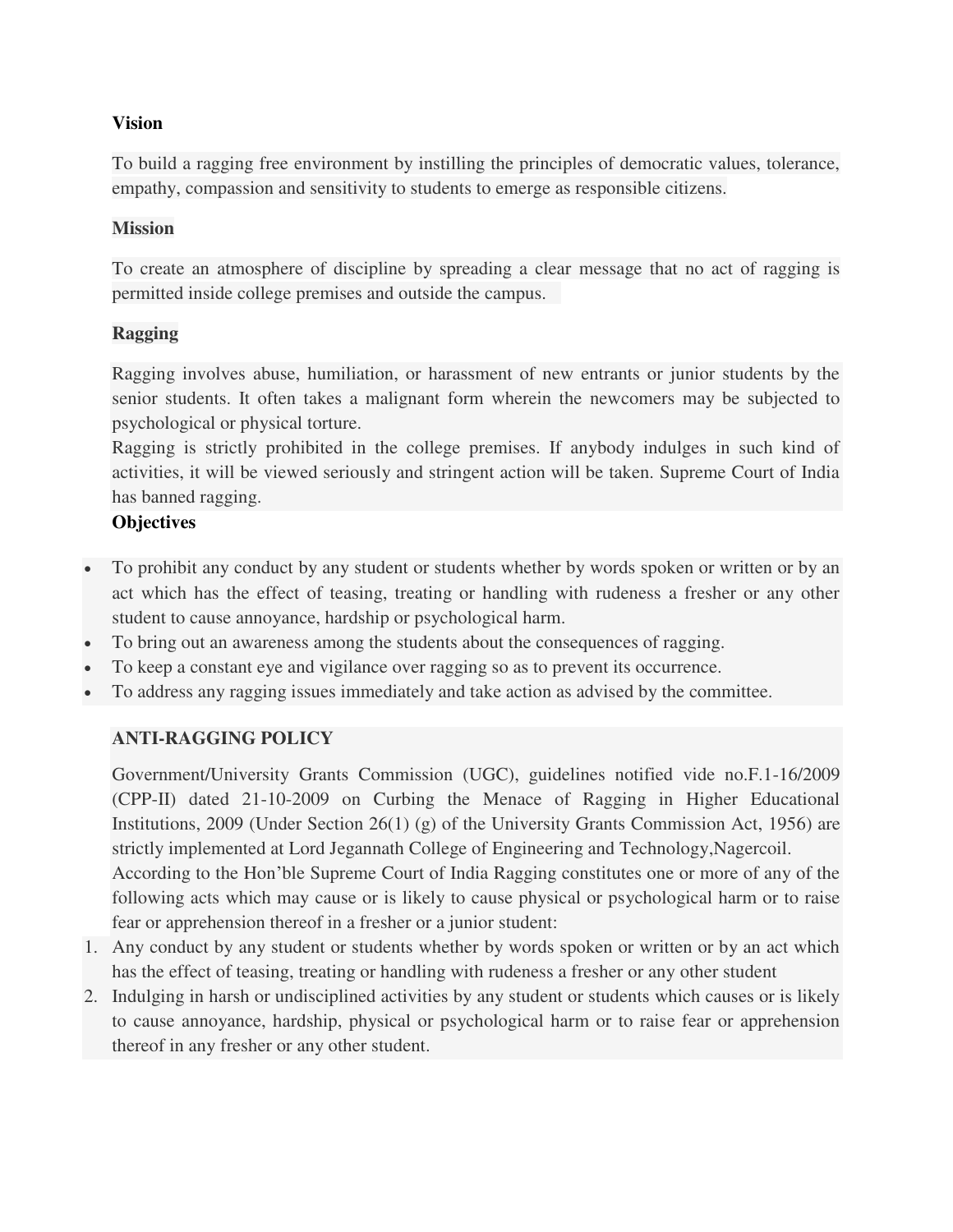**Vision**

To build a ragging free environment by instilling the principles of democratic values, tolerance, empathy, compassion and sensitivity to students to emerge as responsible citizens.

**Mission**

To create an atmosphere of discipline by spreading a clear message that no act of ragging is permitted inside college premises and outside the campus.

**Ragging**

Ragging involves abuse, humiliation, or harassment of new entrants or junior students by the senior students. It often takes a malignant form wherein the newcomers may be subjected to psychological or physical torture.

Ragging is strictly prohibited in the college premises. If anybody indulges in such kind of activities, it will be viewed seriously and stringent action will be taken. Supreme Court of India has banned ragging.

**Objectives**

- To prohibit any conduct by any student or students whether by words spoken or written or by an act which has the effect of teasing, treating or handling with rudeness a fresher or any other student to cause annoyance, hardship or psychological harm.
- To bring out an awareness among the students about the consequences of ragging.
- To keep a constant eye and vigilance over ragging so as to prevent its occurrence.
- To address any ragging issues immediately and take action as advised by the committee.

**ANTI-RAGGING POLICY**

Government/University Grants Commission (UGC), guidelines notified vide no.F.1-16/2009 (CPP-II) dated 21-10-2009 on Curbing the Menace of Ragging in Higher Educational Institutions, 2009 (Under Section 26(1) (g) of the University Grants Commission Act, 1956) are strictly implemented at Lord Jegannath College of Engineering and Technology,Nagercoil.

According to the Hon'ble Supreme Court of India Ragging constitutes one or more of any of the following acts which may cause or is likely to cause physical or psychological harm or to raise fear or apprehension thereof in a fresher or a junior student:

1. Any conduct by any student or students whether by words spoken or written or by an act which has the effect of teasing, treating or handling with rudeness a fresher or any other student
2. Indulging in harsh or undisciplined activities by any student or students which causes or is likely to cause annoyance, hardship, physical or psychological harm or to raise fear or apprehension thereof in any fresher or any other student.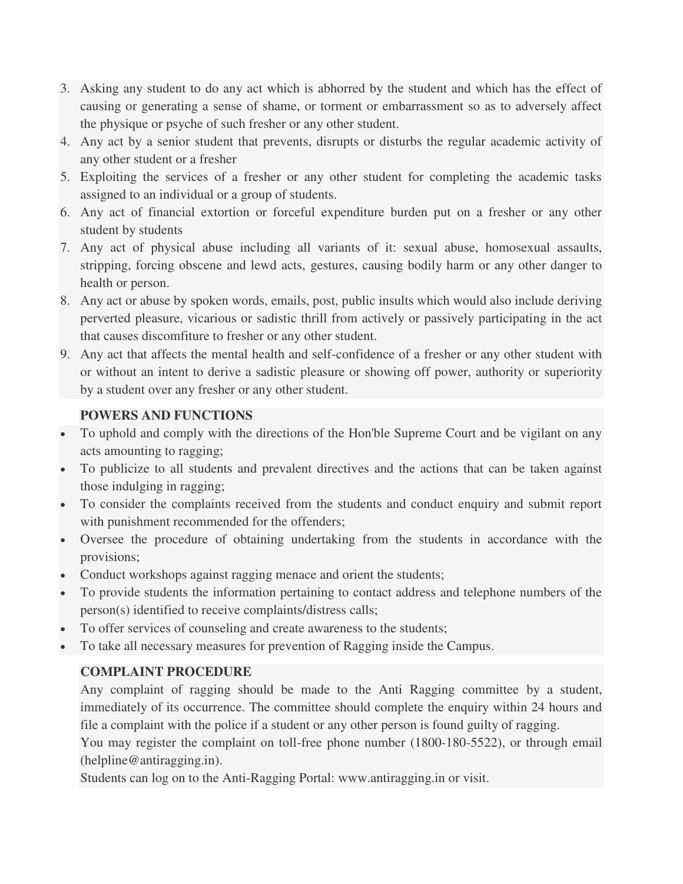3. Asking any student to do any act which is abhorred by the student and which has the effect of causing or generating a sense of shame, or torment or embarrassment so as to adversely affect the physique or psyche of such fresher or any other student.
4. Any act by a senior student that prevents, disrupts or disturbs the regular academic activity of any other student or a fresher
5. Exploiting the services of a fresher or any other student for completing the academic tasks assigned to an individual or a group of students.
6. Any act of financial extortion or forceful expenditure burden put on a fresher or any other student by students
7. Any act of physical abuse including all variants of it: sexual abuse, homosexual assaults, stripping, forcing obscene and lewd acts, gestures, causing bodily harm or any other danger to health or person.
8. Any act or abuse by spoken words, emails, post, public insults which would also include deriving perverted pleasure, vicarious or sadistic thrill from actively or passively participating in the act that causes discomfiture to fresher or any other student.
9. Any act that affects the mental health and self-confidence of a fresher or any other student with or without an intent to derive a sadistic pleasure or showing off power, authority or superiority by a student over any fresher or any other student.

**POWERS AND FUNCTIONS**

- To uphold and comply with the directions of the Hon'ble Supreme Court and be vigilant on any acts amounting to ragging;
- To publicize to all students and prevalent directives and the actions that can be taken against those indulging in ragging;
- To consider the complaints received from the students and conduct enquiry and submit report with punishment recommended for the offenders;
- Oversee the procedure of obtaining undertaking from the students in accordance with the provisions;
- Conduct workshops against ragging menace and orient the students;
- To provide students the information pertaining to contact address and telephone numbers of the person(s) identified to receive complaints/distress calls;
- To offer services of counseling and create awareness to the students;
- To take all necessary measures for prevention of Ragging inside the Campus.

**COMPLAINT PROCEDURE**

Any complaint of ragging should be made to the Anti Ragging committee by a student, immediately of its occurrence. The committee should complete the enquiry within 24 hours and file a complaint with the police if a student or any other person is found guilty of ragging.

You may register the complaint on toll-free phone number (1800-180-5522), or through email (helpline@antiragging.in).

Students can log on to the Anti-Ragging Portal: www.antiragging.in or visit.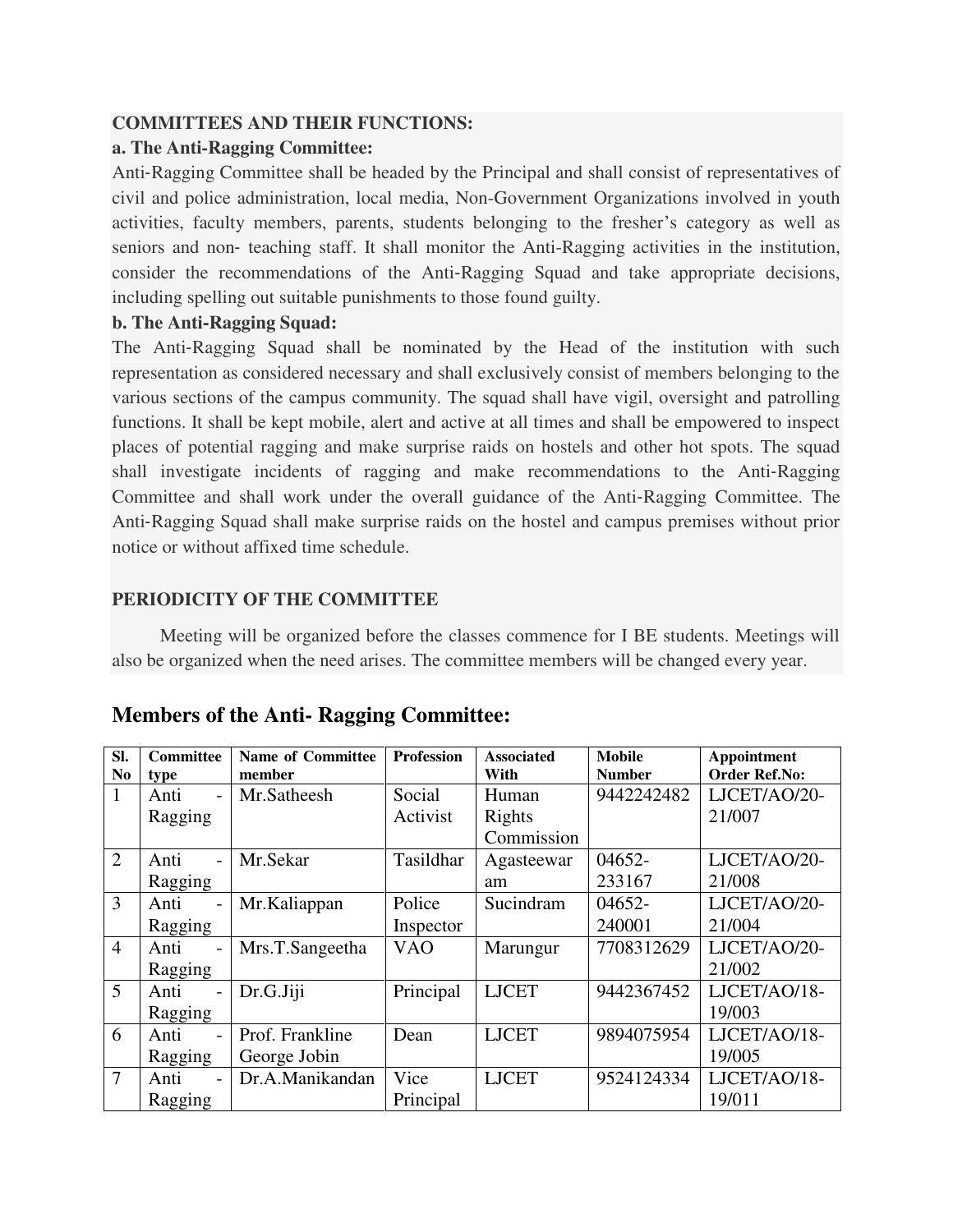**COMMITTEES AND THEIR FUNCTIONS:**

**a. The Anti-Ragging Committee:**

Anti-Ragging Committee shall be headed by the Principal and shall consist of representatives of civil and police administration, local media, Non-Government Organizations involved in youth activities, faculty members, parents, students belonging to the fresher's category as well as seniors and non- teaching staff. It shall monitor the Anti-Ragging activities in the institution, consider the recommendations of the Anti-Ragging Squad and take appropriate decisions, including spelling out suitable punishments to those found guilty.

**b. The Anti-Ragging Squad:**

The Anti-Ragging Squad shall be nominated by the Head of the institution with such representation as considered necessary and shall exclusively consist of members belonging to the various sections of the campus community. The squad shall have vigil, oversight and patrolling functions. It shall be kept mobile, alert and active at all times and shall be empowered to inspect places of potential ragging and make surprise raids on hostels and other hot spots. The squad shall investigate incidents of ragging and make recommendations to the Anti-Ragging Committee and shall work under the overall guidance of the Anti-Ragging Committee. The Anti-Ragging Squad shall make surprise raids on the hostel and campus premises without prior notice or without affixed time schedule.

**PERIODICITY OF THE COMMITTEE**

Meeting will be organized before the classes commence for I BE students. Meetings will also be organized when the need arises. The committee members will be changed every year.

## Members of the Anti- Ragging Committee:

| Sl. No | Committee type | Name of Committee member | Profession | Associated With | Mobile Number | Appointment Order Ref.No: |
|---|---|---|---|---|---|---|
| 1 | Anti - Ragging | Mr.Satheesh | Social Activist | Human Rights Commission | 9442242482 | LJCET/AO/20-21/007 |
| 2 | Anti - Ragging | Mr.Sekar | Tasildhar | Agasteewaram | 04652-233167 | LJCET/AO/20-21/008 |
| 3 | Anti - Ragging | Mr.Kaliappan | Police Inspector | Sucindram | 04652-240001 | LJCET/AO/20-21/004 |
| 4 | Anti - Ragging | Mrs.T.Sangeetha | VAO | Marungur | 7708312629 | LJCET/AO/20-21/002 |
| 5 | Anti - Ragging | Dr.G.Jiji | Principal | LJCET | 9442367452 | LJCET/AO/18-19/003 |
| 6 | Anti - Ragging | Prof. Frankline George Jobin | Dean | LJCET | 9894075954 | LJCET/AO/18-19/005 |
| 7 | Anti - Ragging | Dr.A.Manikandan | Vice Principal | LJCET | 9524124334 | LJCET/AO/18-19/011 |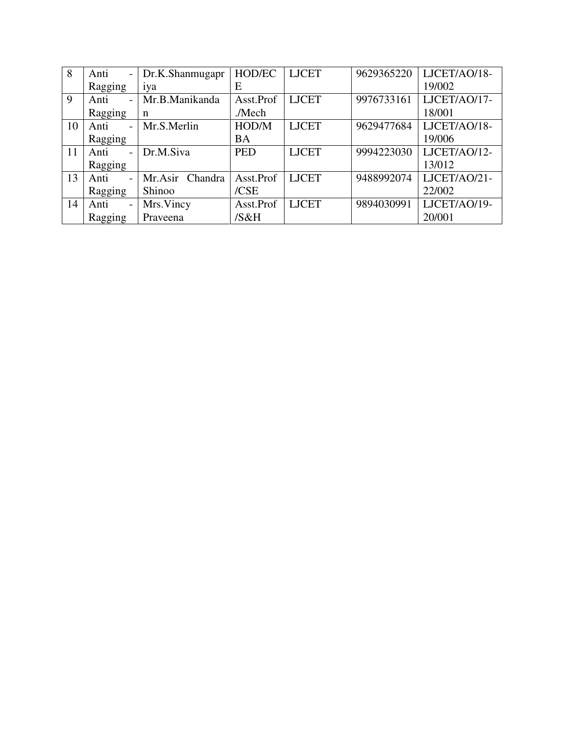| | | | | | | |
|---|---|---|---|---|---|---|
| 8 | Anti - Ragging | Dr.K.Shanmugapriya | HOD/ECE | LJCET | 9629365220 | LJCET/AO/18-19/002 |
| 9 | Anti - Ragging | Mr.B.Manikandan | Asst.Prof./Mech | LJCET | 9976733161 | LJCET/AO/17-18/001 |
| 10 | Anti - Ragging | Mr.S.Merlin | HOD/MBA | LJCET | 9629477684 | LJCET/AO/18-19/006 |
| 11 | Anti - Ragging | Dr.M.Siva | PED | LJCET | 9994223030 | LJCET/AO/12-13/012 |
| 13 | Anti - Ragging | Mr.Asir Chandra Shinoo | Asst.Prof/CSE | LJCET | 9488992074 | LJCET/AO/21-22/002 |
| 14 | Anti - Ragging | Mrs.Vincy Praveena | Asst.Prof/S&H | LJCET | 9894030991 | LJCET/AO/19-20/001 |